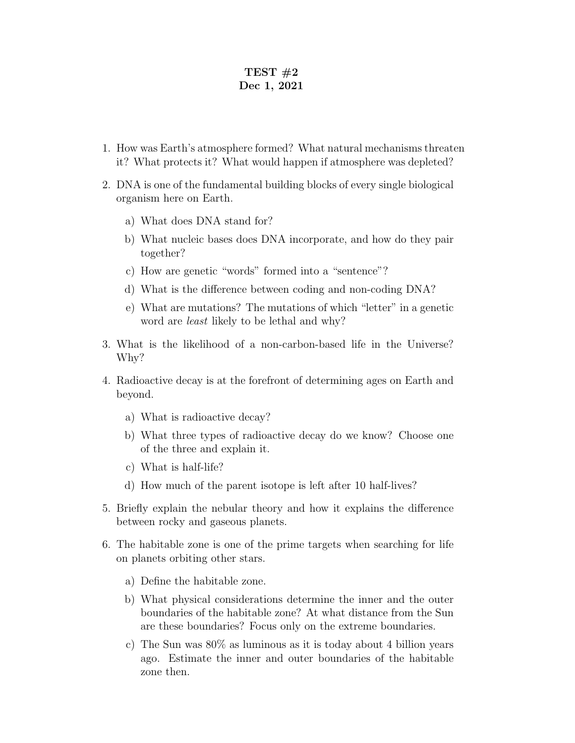# TEST #2
## Dec 1, 2021

1. How was Earth's atmosphere formed? What natural mechanisms threaten it? What protects it? What would happen if atmosphere was depleted?

2. DNA is one of the fundamental building blocks of every single biological organism here on Earth.

   a) What does DNA stand for?

   b) What nucleic bases does DNA incorporate, and how do they pair together?

   c) How are genetic "words" formed into a "sentence"?

   d) What is the difference between coding and non-coding DNA?

   e) What are mutations? The mutations of which "letter" in a genetic word are *least* likely to be lethal and why?

3. What is the likelihood of a non-carbon-based life in the Universe? Why?

4. Radioactive decay is at the forefront of determining ages on Earth and beyond.

   a) What is radioactive decay?

   b) What three types of radioactive decay do we know? Choose one of the three and explain it.

   c) What is half-life?

   d) How much of the parent isotope is left after 10 half-lives?

5. Briefly explain the nebular theory and how it explains the difference between rocky and gaseous planets.

6. The habitable zone is one of the prime targets when searching for life on planets orbiting other stars.

   a) Define the habitable zone.

   b) What physical considerations determine the inner and the outer boundaries of the habitable zone? At what distance from the Sun are these boundaries? Focus only on the extreme boundaries.

   c) The Sun was 80% as luminous as it is today about 4 billion years ago. Estimate the inner and outer boundaries of the habitable zone then.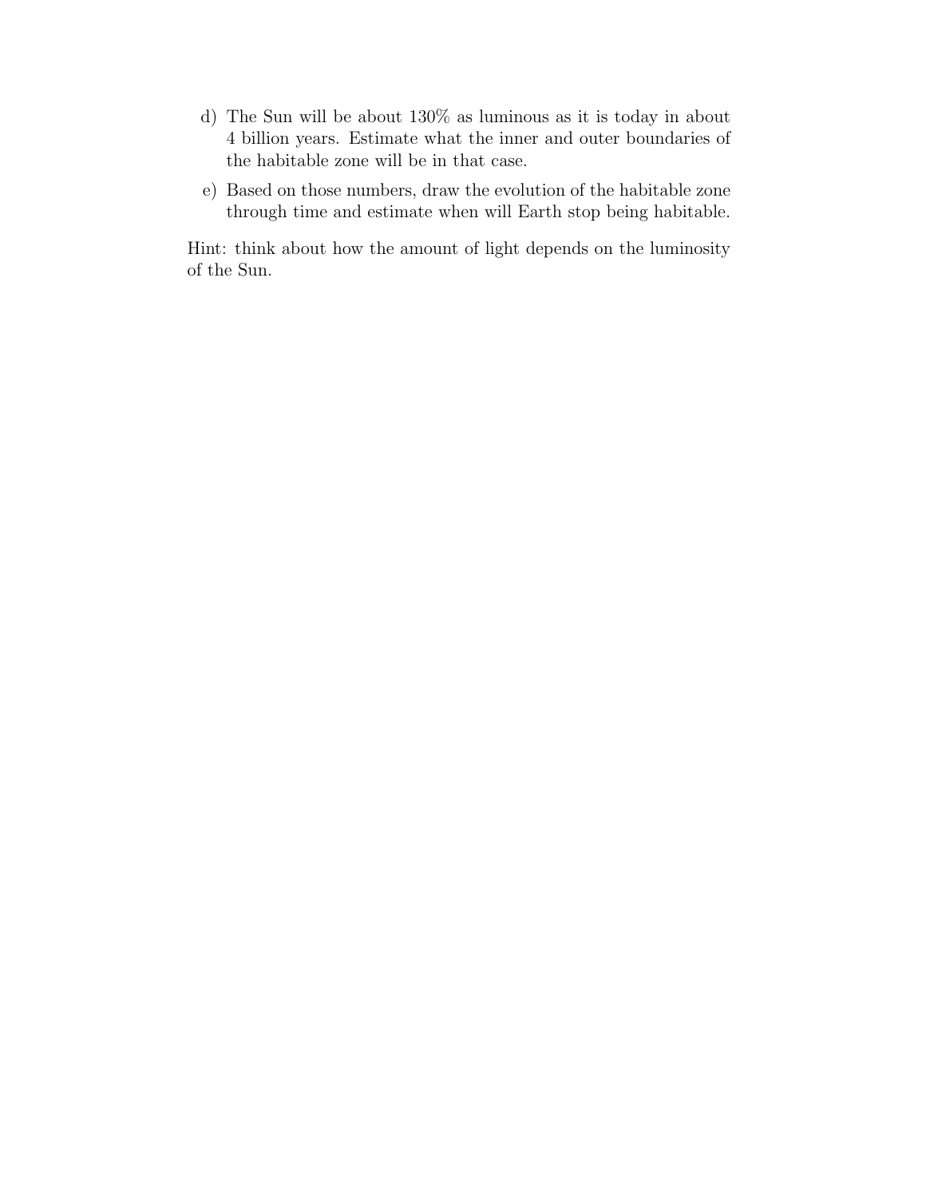d) The Sun will be about 130% as luminous as it is today in about 4 billion years. Estimate what the inner and outer boundaries of the habitable zone will be in that case.

e) Based on those numbers, draw the evolution of the habitable zone through time and estimate when will Earth stop being habitable.

Hint: think about how the amount of light depends on the luminosity of the Sun.